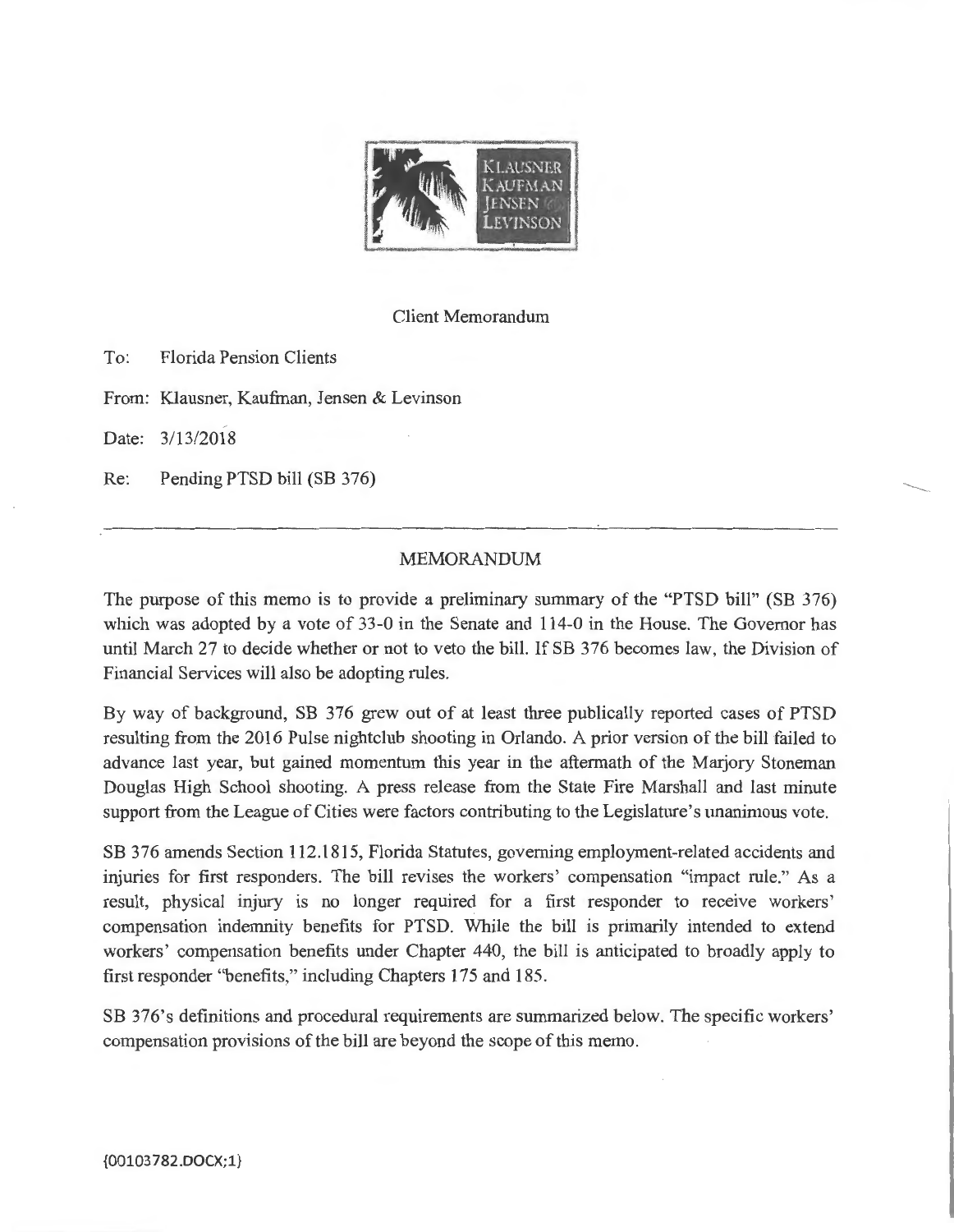KLAUSNER KAUFMAN JENSEN & LEVINSON

Client Memorandum

To: Florida Pension Clients

From: Klausner, Kaufman, Jensen & Levinson

Date: 3/13/2018

Re: Pending PTSD bill (SB 376)

---

## MEMORANDUM

The purpose of this memo is to provide a preliminary summary of the "PTSD bill" (SB 376) which was adopted by a vote of 33-0 in the Senate and 114-0 in the House. The Governor has until March 27 to decide whether or not to veto the bill. If SB 376 becomes law, the Division of Financial Services will also be adopting rules.

By way of background, SB 376 grew out of at least three publically reported cases of PTSD resulting from the 2016 Pulse nightclub shooting in Orlando. A prior version of the bill failed to advance last year, but gained momentum this year in the aftermath of the Marjory Stoneman Douglas High School shooting. A press release from the State Fire Marshall and last minute support from the League of Cities were factors contributing to the Legislature's unanimous vote.

SB 376 amends Section 112.1815, Florida Statutes, governing employment-related accidents and injuries for first responders. The bill revises the workers' compensation "impact rule." As a result, physical injury is no longer required for a first responder to receive workers' compensation indemnity benefits for PTSD. While the bill is primarily intended to extend workers' compensation benefits under Chapter 440, the bill is anticipated to broadly apply to first responder "benefits," including Chapters 175 and 185.

SB 376's definitions and procedural requirements are summarized below. The specific workers' compensation provisions of the bill are beyond the scope of this memo.

{00103782.DOCX;1}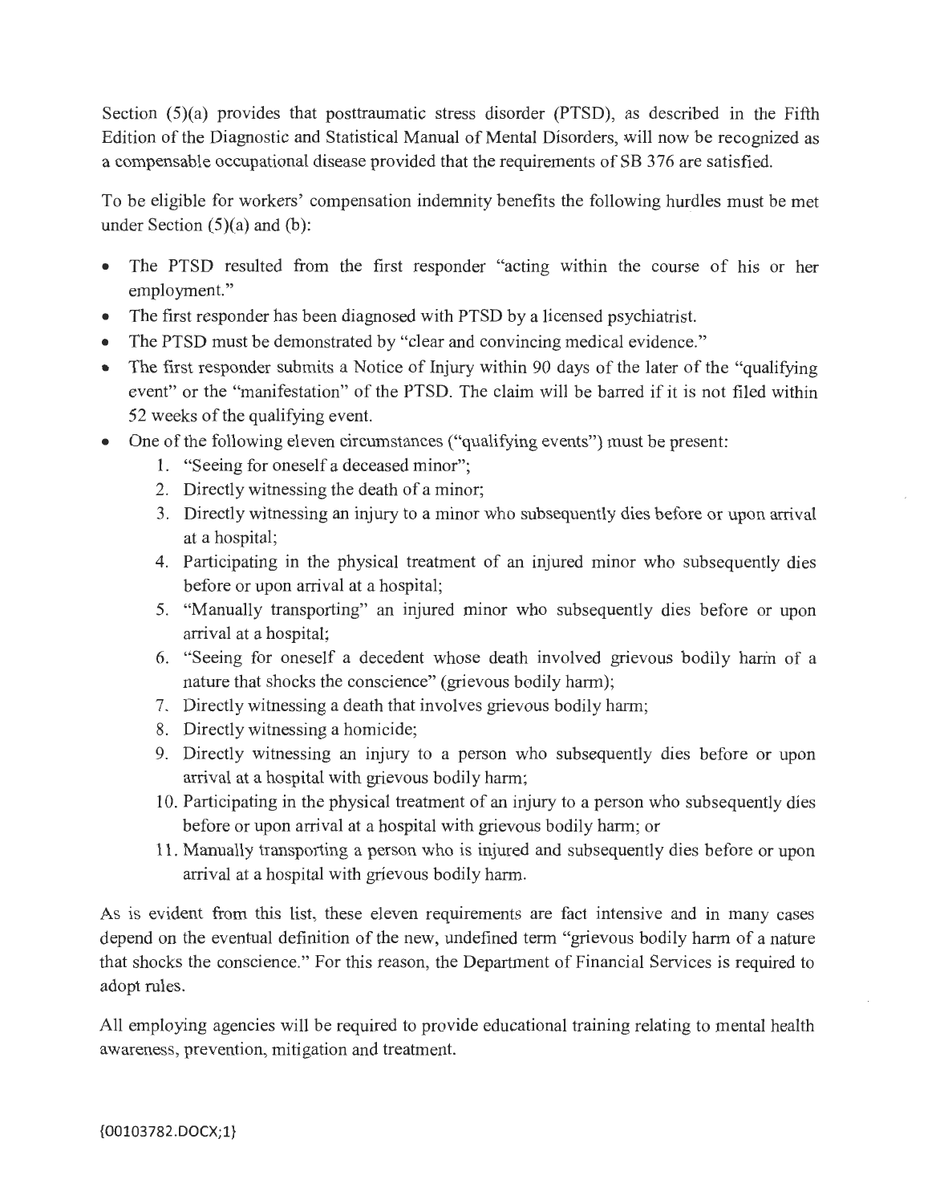Section (5)(a) provides that posttraumatic stress disorder (PTSD), as described in the Fifth Edition of the Diagnostic and Statistical Manual of Mental Disorders, will now be recognized as a compensable occupational disease provided that the requirements of SB 376 are satisfied.

To be eligible for workers' compensation indemnity benefits the following hurdles must be met under Section (5)(a) and (b):

- The PTSD resulted from the first responder "acting within the course of his or her employment."
- The first responder has been diagnosed with PTSD by a licensed psychiatrist.
- The PTSD must be demonstrated by "clear and convincing medical evidence."
- The first responder submits a Notice of Injury within 90 days of the later of the "qualifying event" or the "manifestation" of the PTSD. The claim will be barred if it is not filed within 52 weeks of the qualifying event.
- One of the following eleven circumstances ("qualifying events") must be present:
    1. "Seeing for oneself a deceased minor";
    2. Directly witnessing the death of a minor;
    3. Directly witnessing an injury to a minor who subsequently dies before or upon arrival at a hospital;
    4. Participating in the physical treatment of an injured minor who subsequently dies before or upon arrival at a hospital;
    5. "Manually transporting" an injured minor who subsequently dies before or upon arrival at a hospital;
    6. "Seeing for oneself a decedent whose death involved grievous bodily harm of a nature that shocks the conscience" (grievous bodily harm);
    7. Directly witnessing a death that involves grievous bodily harm;
    8. Directly witnessing a homicide;
    9. Directly witnessing an injury to a person who subsequently dies before or upon arrival at a hospital with grievous bodily harm;
    10. Participating in the physical treatment of an injury to a person who subsequently dies before or upon arrival at a hospital with grievous bodily harm; or
    11. Manually transporting a person who is injured and subsequently dies before or upon arrival at a hospital with grievous bodily harm.

As is evident from this list, these eleven requirements are fact intensive and in many cases depend on the eventual definition of the new, undefined term "grievous bodily harm of a nature that shocks the conscience." For this reason, the Department of Financial Services is required to adopt rules.

All employing agencies will be required to provide educational training relating to mental health awareness, prevention, mitigation and treatment.

{00103782.DOCX;1}